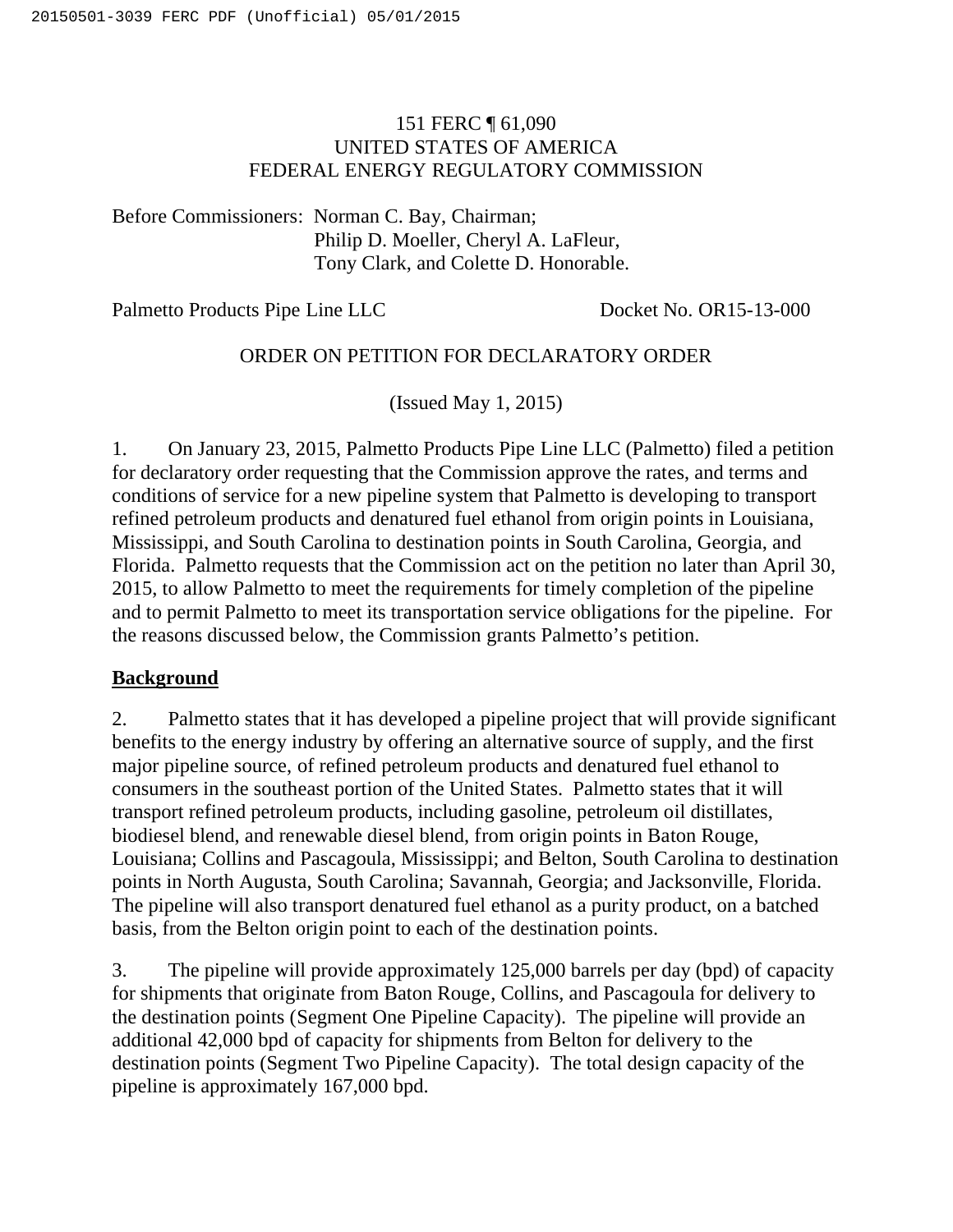151 FERC ¶ 61,090
UNITED STATES OF AMERICA
FEDERAL ENERGY REGULATORY COMMISSION

Before Commissioners: Norman C. Bay, Chairman;
Philip D. Moeller, Cheryl A. LaFleur,
Tony Clark, and Colette D. Honorable.

Palmetto Products Pipe Line LLC    Docket No. OR15-13-000

ORDER ON PETITION FOR DECLARATORY ORDER

(Issued May 1, 2015)

1. On January 23, 2015, Palmetto Products Pipe Line LLC (Palmetto) filed a petition for declaratory order requesting that the Commission approve the rates, and terms and conditions of service for a new pipeline system that Palmetto is developing to transport refined petroleum products and denatured fuel ethanol from origin points in Louisiana, Mississippi, and South Carolina to destination points in South Carolina, Georgia, and Florida. Palmetto requests that the Commission act on the petition no later than April 30, 2015, to allow Palmetto to meet the requirements for timely completion of the pipeline and to permit Palmetto to meet its transportation service obligations for the pipeline. For the reasons discussed below, the Commission grants Palmetto's petition.

## Background

2. Palmetto states that it has developed a pipeline project that will provide significant benefits to the energy industry by offering an alternative source of supply, and the first major pipeline source, of refined petroleum products and denatured fuel ethanol to consumers in the southeast portion of the United States. Palmetto states that it will transport refined petroleum products, including gasoline, petroleum oil distillates, biodiesel blend, and renewable diesel blend, from origin points in Baton Rouge, Louisiana; Collins and Pascagoula, Mississippi; and Belton, South Carolina to destination points in North Augusta, South Carolina; Savannah, Georgia; and Jacksonville, Florida. The pipeline will also transport denatured fuel ethanol as a purity product, on a batched basis, from the Belton origin point to each of the destination points.

3. The pipeline will provide approximately 125,000 barrels per day (bpd) of capacity for shipments that originate from Baton Rouge, Collins, and Pascagoula for delivery to the destination points (Segment One Pipeline Capacity). The pipeline will provide an additional 42,000 bpd of capacity for shipments from Belton for delivery to the destination points (Segment Two Pipeline Capacity). The total design capacity of the pipeline is approximately 167,000 bpd.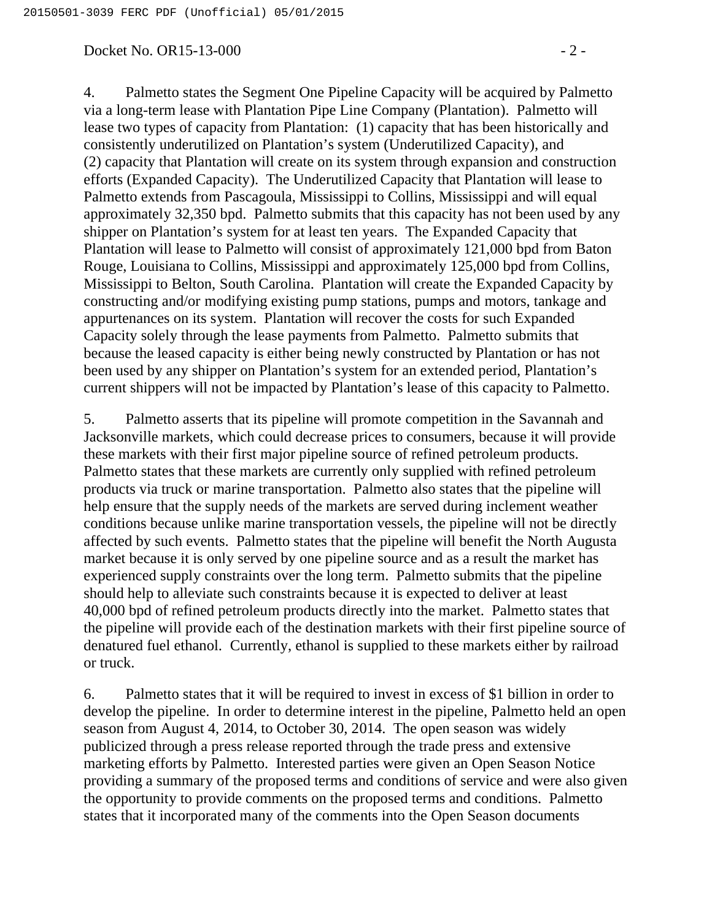4. Palmetto states the Segment One Pipeline Capacity will be acquired by Palmetto via a long-term lease with Plantation Pipe Line Company (Plantation). Palmetto will lease two types of capacity from Plantation: (1) capacity that has been historically and consistently underutilized on Plantation's system (Underutilized Capacity), and (2) capacity that Plantation will create on its system through expansion and construction efforts (Expanded Capacity). The Underutilized Capacity that Plantation will lease to Palmetto extends from Pascagoula, Mississippi to Collins, Mississippi and will equal approximately 32,350 bpd. Palmetto submits that this capacity has not been used by any shipper on Plantation's system for at least ten years. The Expanded Capacity that Plantation will lease to Palmetto will consist of approximately 121,000 bpd from Baton Rouge, Louisiana to Collins, Mississippi and approximately 125,000 bpd from Collins, Mississippi to Belton, South Carolina. Plantation will create the Expanded Capacity by constructing and/or modifying existing pump stations, pumps and motors, tankage and appurtenances on its system. Plantation will recover the costs for such Expanded Capacity solely through the lease payments from Palmetto. Palmetto submits that because the leased capacity is either being newly constructed by Plantation or has not been used by any shipper on Plantation's system for an extended period, Plantation's current shippers will not be impacted by Plantation's lease of this capacity to Palmetto.

5. Palmetto asserts that its pipeline will promote competition in the Savannah and Jacksonville markets, which could decrease prices to consumers, because it will provide these markets with their first major pipeline source of refined petroleum products. Palmetto states that these markets are currently only supplied with refined petroleum products via truck or marine transportation. Palmetto also states that the pipeline will help ensure that the supply needs of the markets are served during inclement weather conditions because unlike marine transportation vessels, the pipeline will not be directly affected by such events. Palmetto states that the pipeline will benefit the North Augusta market because it is only served by one pipeline source and as a result the market has experienced supply constraints over the long term. Palmetto submits that the pipeline should help to alleviate such constraints because it is expected to deliver at least 40,000 bpd of refined petroleum products directly into the market. Palmetto states that the pipeline will provide each of the destination markets with their first pipeline source of denatured fuel ethanol. Currently, ethanol is supplied to these markets either by railroad or truck.

6. Palmetto states that it will be required to invest in excess of $1 billion in order to develop the pipeline. In order to determine interest in the pipeline, Palmetto held an open season from August 4, 2014, to October 30, 2014. The open season was widely publicized through a press release reported through the trade press and extensive marketing efforts by Palmetto. Interested parties were given an Open Season Notice providing a summary of the proposed terms and conditions of service and were also given the opportunity to provide comments on the proposed terms and conditions. Palmetto states that it incorporated many of the comments into the Open Season documents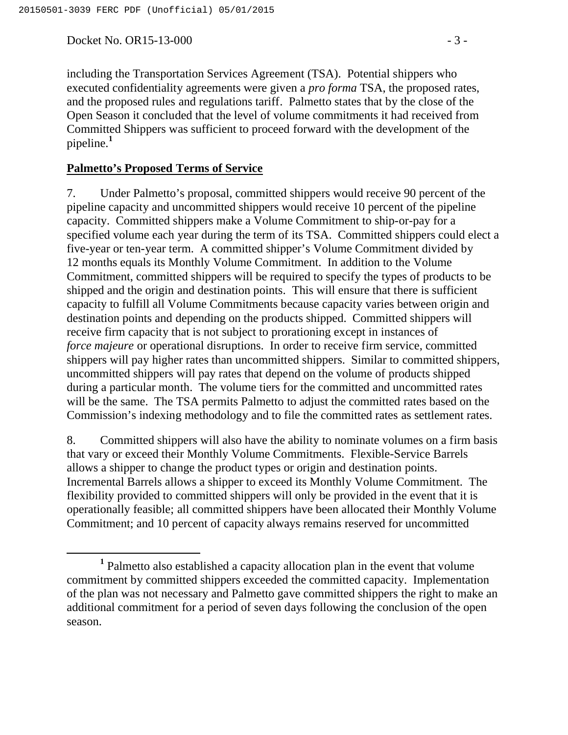including the Transportation Services Agreement (TSA). Potential shippers who executed confidentiality agreements were given a *pro forma* TSA, the proposed rates, and the proposed rules and regulations tariff. Palmetto states that by the close of the Open Season it concluded that the level of volume commitments it had received from Committed Shippers was sufficient to proceed forward with the development of the pipeline.[1]

## Palmetto's Proposed Terms of Service

7. Under Palmetto's proposal, committed shippers would receive 90 percent of the pipeline capacity and uncommitted shippers would receive 10 percent of the pipeline capacity. Committed shippers make a Volume Commitment to ship-or-pay for a specified volume each year during the term of its TSA. Committed shippers could elect a five-year or ten-year term. A committed shipper's Volume Commitment divided by 12 months equals its Monthly Volume Commitment. In addition to the Volume Commitment, committed shippers will be required to specify the types of products to be shipped and the origin and destination points. This will ensure that there is sufficient capacity to fulfill all Volume Commitments because capacity varies between origin and destination points and depending on the products shipped. Committed shippers will receive firm capacity that is not subject to prorationing except in instances of *force majeure* or operational disruptions. In order to receive firm service, committed shippers will pay higher rates than uncommitted shippers. Similar to committed shippers, uncommitted shippers will pay rates that depend on the volume of products shipped during a particular month. The volume tiers for the committed and uncommitted rates will be the same. The TSA permits Palmetto to adjust the committed rates based on the Commission's indexing methodology and to file the committed rates as settlement rates.

8. Committed shippers will also have the ability to nominate volumes on a firm basis that vary or exceed their Monthly Volume Commitments. Flexible-Service Barrels allows a shipper to change the product types or origin and destination points. Incremental Barrels allows a shipper to exceed its Monthly Volume Commitment. The flexibility provided to committed shippers will only be provided in the event that it is operationally feasible; all committed shippers have been allocated their Monthly Volume Commitment; and 10 percent of capacity always remains reserved for uncommitted

[1] Palmetto also established a capacity allocation plan in the event that volume commitment by committed shippers exceeded the committed capacity. Implementation of the plan was not necessary and Palmetto gave committed shippers the right to make an additional commitment for a period of seven days following the conclusion of the open season.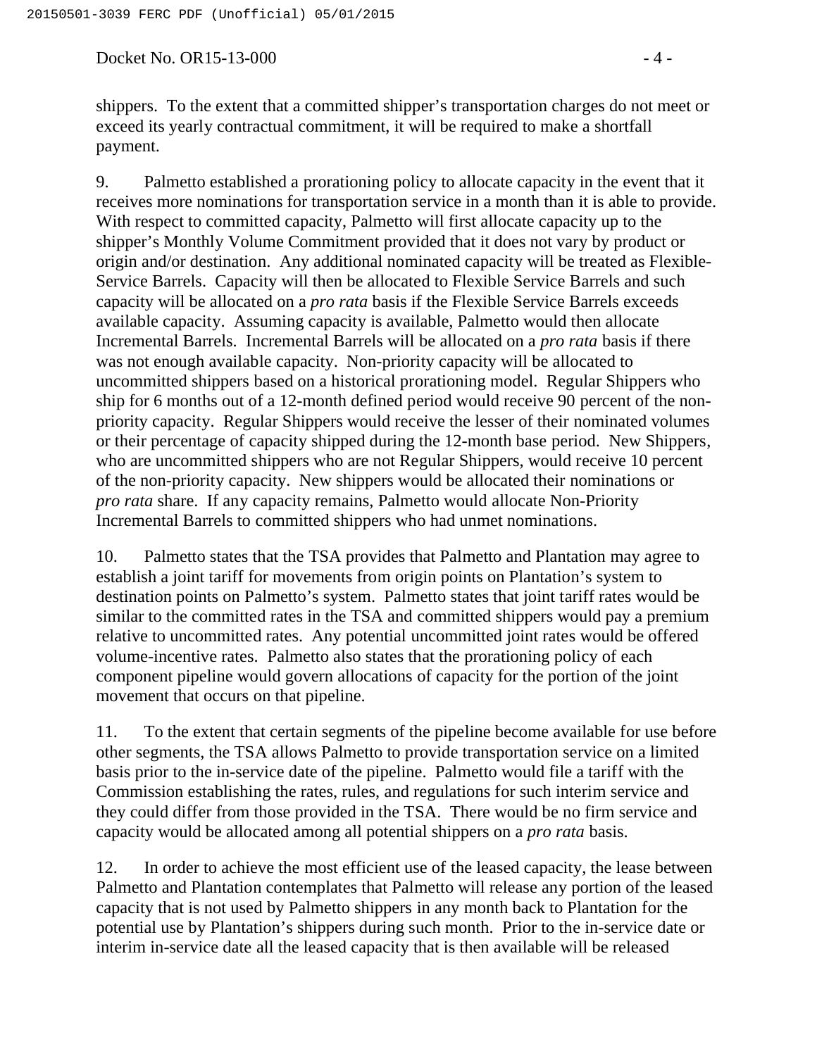shippers. To the extent that a committed shipper's transportation charges do not meet or exceed its yearly contractual commitment, it will be required to make a shortfall payment.

9. Palmetto established a prorationing policy to allocate capacity in the event that it receives more nominations for transportation service in a month than it is able to provide. With respect to committed capacity, Palmetto will first allocate capacity up to the shipper's Monthly Volume Commitment provided that it does not vary by product or origin and/or destination. Any additional nominated capacity will be treated as Flexible-Service Barrels. Capacity will then be allocated to Flexible Service Barrels and such capacity will be allocated on a *pro rata* basis if the Flexible Service Barrels exceeds available capacity. Assuming capacity is available, Palmetto would then allocate Incremental Barrels. Incremental Barrels will be allocated on a *pro rata* basis if there was not enough available capacity. Non-priority capacity will be allocated to uncommitted shippers based on a historical prorationing model. Regular Shippers who ship for 6 months out of a 12-month defined period would receive 90 percent of the non-priority capacity. Regular Shippers would receive the lesser of their nominated volumes or their percentage of capacity shipped during the 12-month base period. New Shippers, who are uncommitted shippers who are not Regular Shippers, would receive 10 percent of the non-priority capacity. New shippers would be allocated their nominations or *pro rata* share. If any capacity remains, Palmetto would allocate Non-Priority Incremental Barrels to committed shippers who had unmet nominations.

10. Palmetto states that the TSA provides that Palmetto and Plantation may agree to establish a joint tariff for movements from origin points on Plantation's system to destination points on Palmetto's system. Palmetto states that joint tariff rates would be similar to the committed rates in the TSA and committed shippers would pay a premium relative to uncommitted rates. Any potential uncommitted joint rates would be offered volume-incentive rates. Palmetto also states that the prorationing policy of each component pipeline would govern allocations of capacity for the portion of the joint movement that occurs on that pipeline.

11. To the extent that certain segments of the pipeline become available for use before other segments, the TSA allows Palmetto to provide transportation service on a limited basis prior to the in-service date of the pipeline. Palmetto would file a tariff with the Commission establishing the rates, rules, and regulations for such interim service and they could differ from those provided in the TSA. There would be no firm service and capacity would be allocated among all potential shippers on a *pro rata* basis.

12. In order to achieve the most efficient use of the leased capacity, the lease between Palmetto and Plantation contemplates that Palmetto will release any portion of the leased capacity that is not used by Palmetto shippers in any month back to Plantation for the potential use by Plantation's shippers during such month. Prior to the in-service date or interim in-service date all the leased capacity that is then available will be released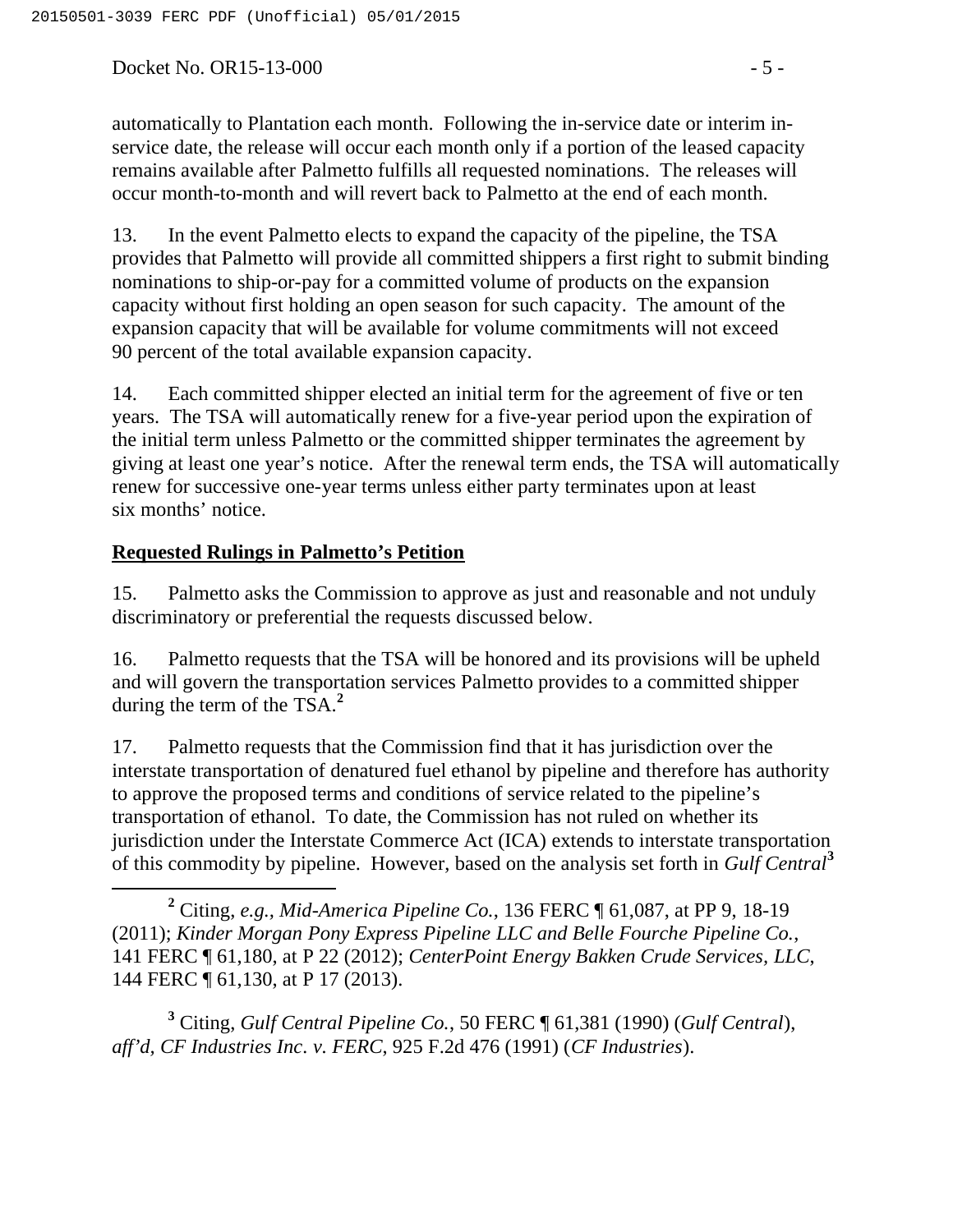automatically to Plantation each month. Following the in-service date or interim in-service date, the release will occur each month only if a portion of the leased capacity remains available after Palmetto fulfills all requested nominations. The releases will occur month-to-month and will revert back to Palmetto at the end of each month.

13. In the event Palmetto elects to expand the capacity of the pipeline, the TSA provides that Palmetto will provide all committed shippers a first right to submit binding nominations to ship-or-pay for a committed volume of products on the expansion capacity without first holding an open season for such capacity. The amount of the expansion capacity that will be available for volume commitments will not exceed 90 percent of the total available expansion capacity.

14. Each committed shipper elected an initial term for the agreement of five or ten years. The TSA will automatically renew for a five-year period upon the expiration of the initial term unless Palmetto or the committed shipper terminates the agreement by giving at least one year's notice. After the renewal term ends, the TSA will automatically renew for successive one-year terms unless either party terminates upon at least six months' notice.

## Requested Rulings in Palmetto's Petition

15. Palmetto asks the Commission to approve as just and reasonable and not unduly discriminatory or preferential the requests discussed below.

16. Palmetto requests that the TSA will be honored and its provisions will be upheld and will govern the transportation services Palmetto provides to a committed shipper during the term of the TSA.[2]

17. Palmetto requests that the Commission find that it has jurisdiction over the interstate transportation of denatured fuel ethanol by pipeline and therefore has authority to approve the proposed terms and conditions of service related to the pipeline's transportation of ethanol. To date, the Commission has not ruled on whether its jurisdiction under the Interstate Commerce Act (ICA) extends to interstate transportation of this commodity by pipeline. However, based on the analysis set forth in *Gulf Central*[3]

---

[2] Citing, *e.g.*, *Mid-America Pipeline Co.*, 136 FERC ¶ 61,087, at PP 9, 18-19 (2011); *Kinder Morgan Pony Express Pipeline LLC and Belle Fourche Pipeline Co.*, 141 FERC ¶ 61,180, at P 22 (2012); *CenterPoint Energy Bakken Crude Services, LLC*, 144 FERC ¶ 61,130, at P 17 (2013).

[3] Citing, *Gulf Central Pipeline Co.*, 50 FERC ¶ 61,381 (1990) (*Gulf Central*), *aff'd*, *CF Industries Inc. v. FERC*, 925 F.2d 476 (1991) (*CF Industries*).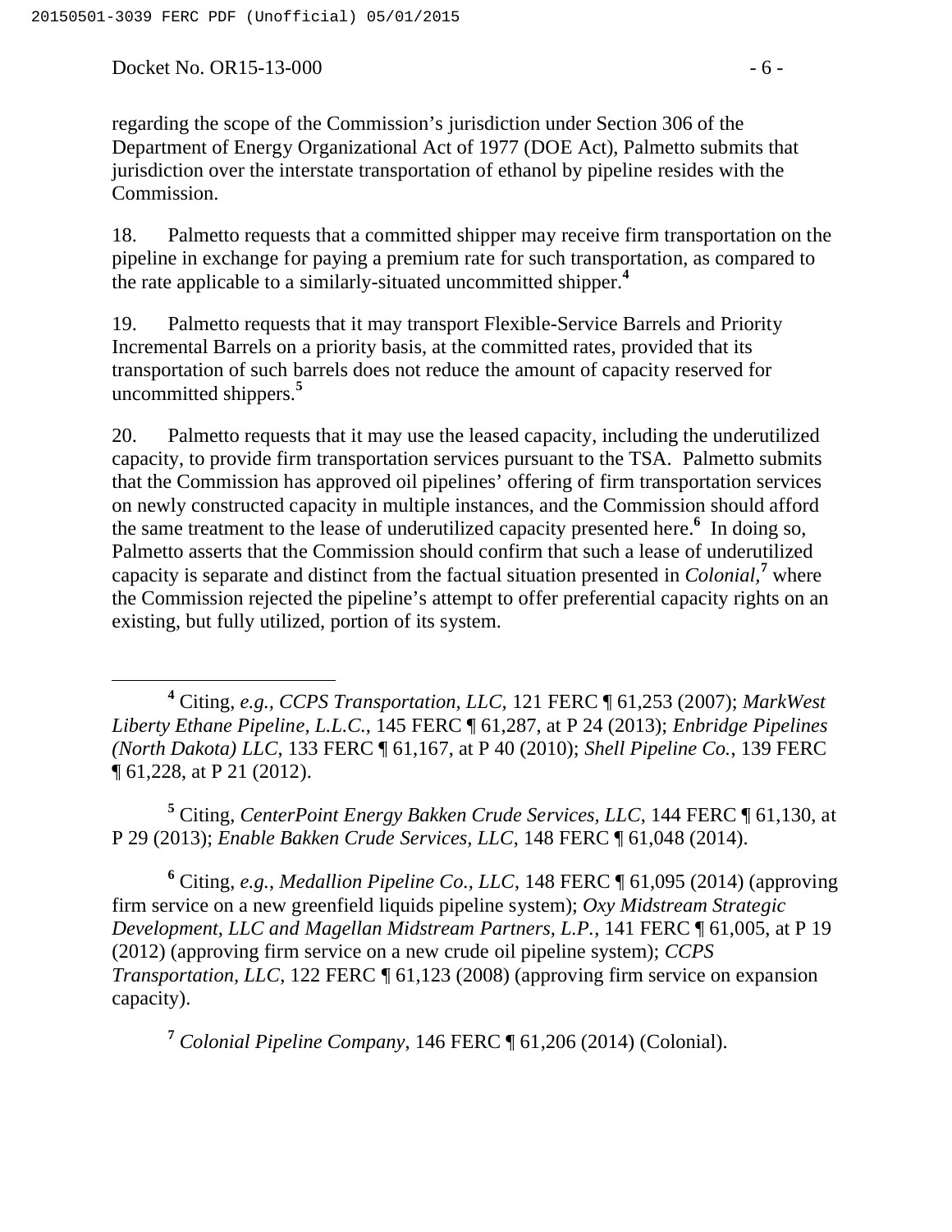regarding the scope of the Commission's jurisdiction under Section 306 of the Department of Energy Organizational Act of 1977 (DOE Act), Palmetto submits that jurisdiction over the interstate transportation of ethanol by pipeline resides with the Commission.

18. Palmetto requests that a committed shipper may receive firm transportation on the pipeline in exchange for paying a premium rate for such transportation, as compared to the rate applicable to a similarly-situated uncommitted shipper.[4]

19. Palmetto requests that it may transport Flexible-Service Barrels and Priority Incremental Barrels on a priority basis, at the committed rates, provided that its transportation of such barrels does not reduce the amount of capacity reserved for uncommitted shippers.[5]

20. Palmetto requests that it may use the leased capacity, including the underutilized capacity, to provide firm transportation services pursuant to the TSA. Palmetto submits that the Commission has approved oil pipelines' offering of firm transportation services on newly constructed capacity in multiple instances, and the Commission should afford the same treatment to the lease of underutilized capacity presented here.[6] In doing so, Palmetto asserts that the Commission should confirm that such a lease of underutilized capacity is separate and distinct from the factual situation presented in *Colonial*,[7] where the Commission rejected the pipeline's attempt to offer preferential capacity rights on an existing, but fully utilized, portion of its system.

---

[4] Citing, *e.g.*, *CCPS Transportation, LLC*, 121 FERC ¶ 61,253 (2007); *MarkWest Liberty Ethane Pipeline, L.L.C.*, 145 FERC ¶ 61,287, at P 24 (2013); *Enbridge Pipelines (North Dakota) LLC*, 133 FERC ¶ 61,167, at P 40 (2010); *Shell Pipeline Co.*, 139 FERC ¶ 61,228, at P 21 (2012).

[5] Citing, *CenterPoint Energy Bakken Crude Services, LLC*, 144 FERC ¶ 61,130, at P 29 (2013); *Enable Bakken Crude Services, LLC*, 148 FERC ¶ 61,048 (2014).

[6] Citing, *e.g.*, *Medallion Pipeline Co., LLC*, 148 FERC ¶ 61,095 (2014) (approving firm service on a new greenfield liquids pipeline system); *Oxy Midstream Strategic Development, LLC and Magellan Midstream Partners, L.P.*, 141 FERC ¶ 61,005, at P 19 (2012) (approving firm service on a new crude oil pipeline system); *CCPS Transportation, LLC*, 122 FERC ¶ 61,123 (2008) (approving firm service on expansion capacity).

[7] *Colonial Pipeline Company*, 146 FERC ¶ 61,206 (2014) (Colonial).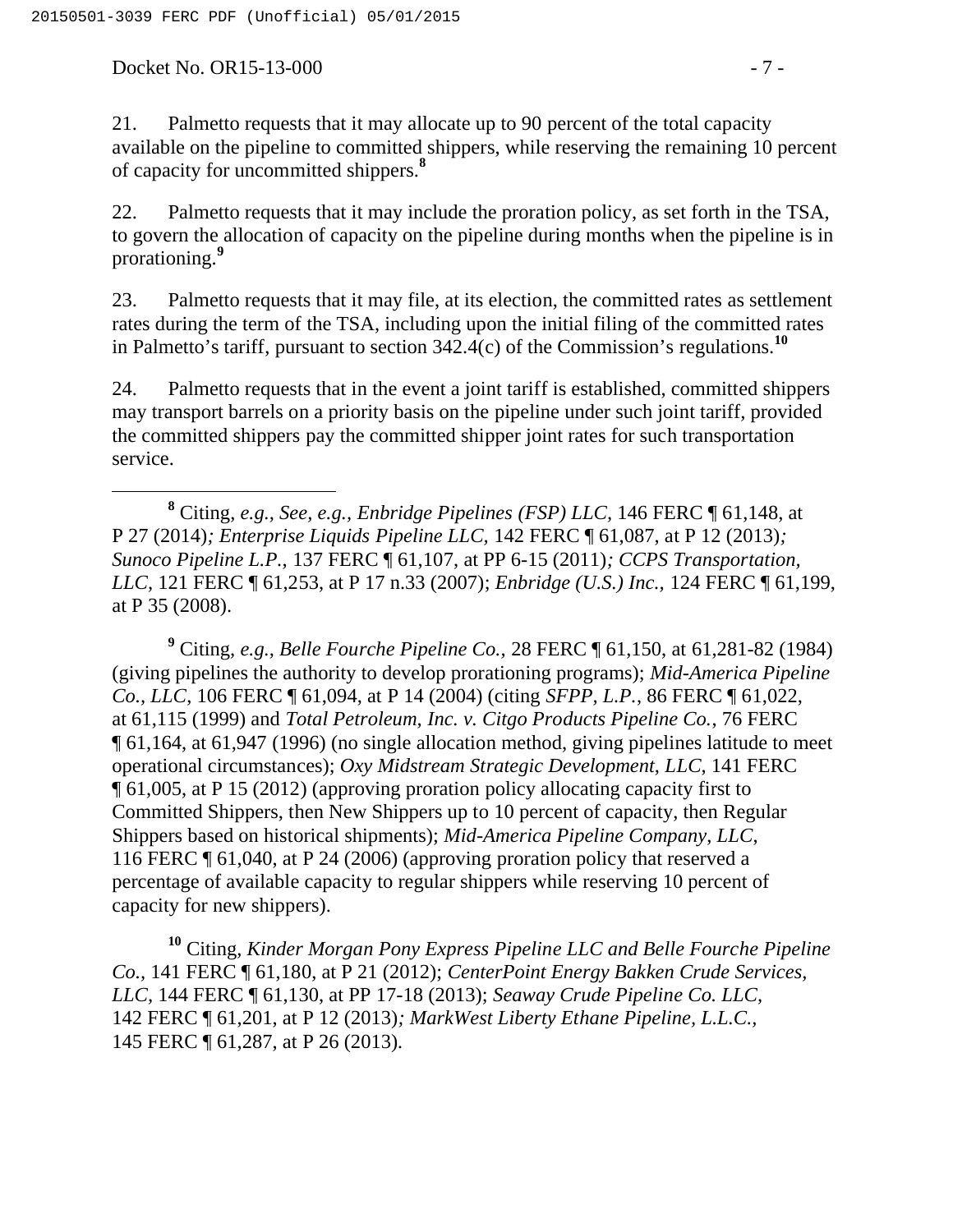21. Palmetto requests that it may allocate up to 90 percent of the total capacity available on the pipeline to committed shippers, while reserving the remaining 10 percent of capacity for uncommitted shippers.[8]

22. Palmetto requests that it may include the proration policy, as set forth in the TSA, to govern the allocation of capacity on the pipeline during months when the pipeline is in prorationing.[9]

23. Palmetto requests that it may file, at its election, the committed rates as settlement rates during the term of the TSA, including upon the initial filing of the committed rates in Palmetto's tariff, pursuant to section 342.4(c) of the Commission's regulations.[10]

24. Palmetto requests that in the event a joint tariff is established, committed shippers may transport barrels on a priority basis on the pipeline under such joint tariff, provided the committed shippers pay the committed shipper joint rates for such transportation service.

---

[8] Citing, *e.g.*, *See, e.g.*, *Enbridge Pipelines (FSP) LLC*, 146 FERC ¶ 61,148, at P 27 (2014)*; Enterprise Liquids Pipeline LLC*, 142 FERC ¶ 61,087, at P 12 (2013)*; Sunoco Pipeline L.P.*, 137 FERC ¶ 61,107, at PP 6-15 (2011)*; CCPS Transportation, LLC*, 121 FERC ¶ 61,253, at P 17 n.33 (2007); *Enbridge (U.S.) Inc.*, 124 FERC ¶ 61,199, at P 35 (2008).

[9] Citing, *e.g.*, *Belle Fourche Pipeline Co.*, 28 FERC ¶ 61,150, at 61,281-82 (1984) (giving pipelines the authority to develop prorationing programs); *Mid-America Pipeline Co., LLC*, 106 FERC ¶ 61,094, at P 14 (2004) (citing *SFPP, L.P.*, 86 FERC ¶ 61,022, at 61,115 (1999) and *Total Petroleum, Inc. v. Citgo Products Pipeline Co.*, 76 FERC ¶ 61,164, at 61,947 (1996) (no single allocation method, giving pipelines latitude to meet operational circumstances); *Oxy Midstream Strategic Development, LLC*, 141 FERC ¶ 61,005, at P 15 (2012) (approving proration policy allocating capacity first to Committed Shippers, then New Shippers up to 10 percent of capacity, then Regular Shippers based on historical shipments); *Mid-America Pipeline Company, LLC*, 116 FERC ¶ 61,040, at P 24 (2006) (approving proration policy that reserved a percentage of available capacity to regular shippers while reserving 10 percent of capacity for new shippers).

[10] Citing, *Kinder Morgan Pony Express Pipeline LLC and Belle Fourche Pipeline Co.*, 141 FERC ¶ 61,180, at P 21 (2012); *CenterPoint Energy Bakken Crude Services, LLC*, 144 FERC ¶ 61,130, at PP 17-18 (2013); *Seaway Crude Pipeline Co. LLC*, 142 FERC ¶ 61,201, at P 12 (2013)*; MarkWest Liberty Ethane Pipeline, L.L.C.*, 145 FERC ¶ 61,287, at P 26 (2013).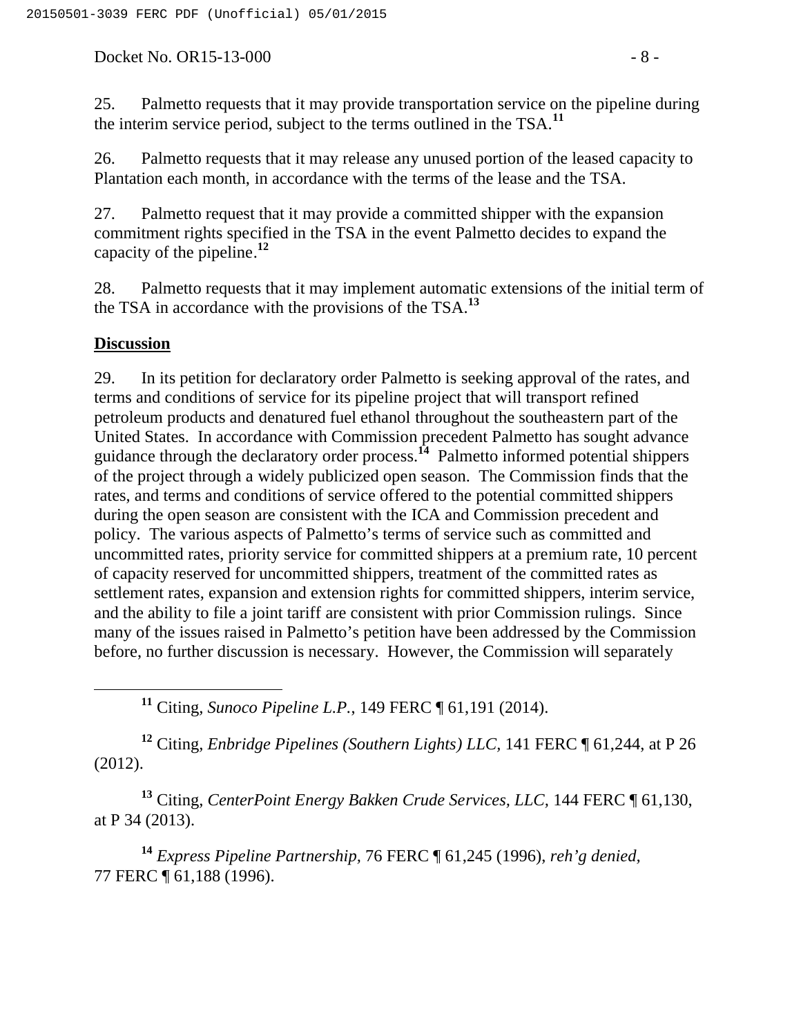25. Palmetto requests that it may provide transportation service on the pipeline during the interim service period, subject to the terms outlined in the TSA.[11]

26. Palmetto requests that it may release any unused portion of the leased capacity to Plantation each month, in accordance with the terms of the lease and the TSA.

27. Palmetto request that it may provide a committed shipper with the expansion commitment rights specified in the TSA in the event Palmetto decides to expand the capacity of the pipeline.[12]

28. Palmetto requests that it may implement automatic extensions of the initial term of the TSA in accordance with the provisions of the TSA.[13]

**Discussion**

29. In its petition for declaratory order Palmetto is seeking approval of the rates, and terms and conditions of service for its pipeline project that will transport refined petroleum products and denatured fuel ethanol throughout the southeastern part of the United States. In accordance with Commission precedent Palmetto has sought advance guidance through the declaratory order process.[14] Palmetto informed potential shippers of the project through a widely publicized open season. The Commission finds that the rates, and terms and conditions of service offered to the potential committed shippers during the open season are consistent with the ICA and Commission precedent and policy. The various aspects of Palmetto's terms of service such as committed and uncommitted rates, priority service for committed shippers at a premium rate, 10 percent of capacity reserved for uncommitted shippers, treatment of the committed rates as settlement rates, expansion and extension rights for committed shippers, interim service, and the ability to file a joint tariff are consistent with prior Commission rulings. Since many of the issues raised in Palmetto's petition have been addressed by the Commission before, no further discussion is necessary. However, the Commission will separately

---

[11] Citing, *Sunoco Pipeline L.P.*, 149 FERC ¶ 61,191 (2014).

[12] Citing, *Enbridge Pipelines (Southern Lights) LLC*, 141 FERC ¶ 61,244, at P 26 (2012).

[13] Citing, *CenterPoint Energy Bakken Crude Services, LLC*, 144 FERC ¶ 61,130, at P 34 (2013).

[14] *Express Pipeline Partnership*, 76 FERC ¶ 61,245 (1996), *reh'g denied*, 77 FERC ¶ 61,188 (1996).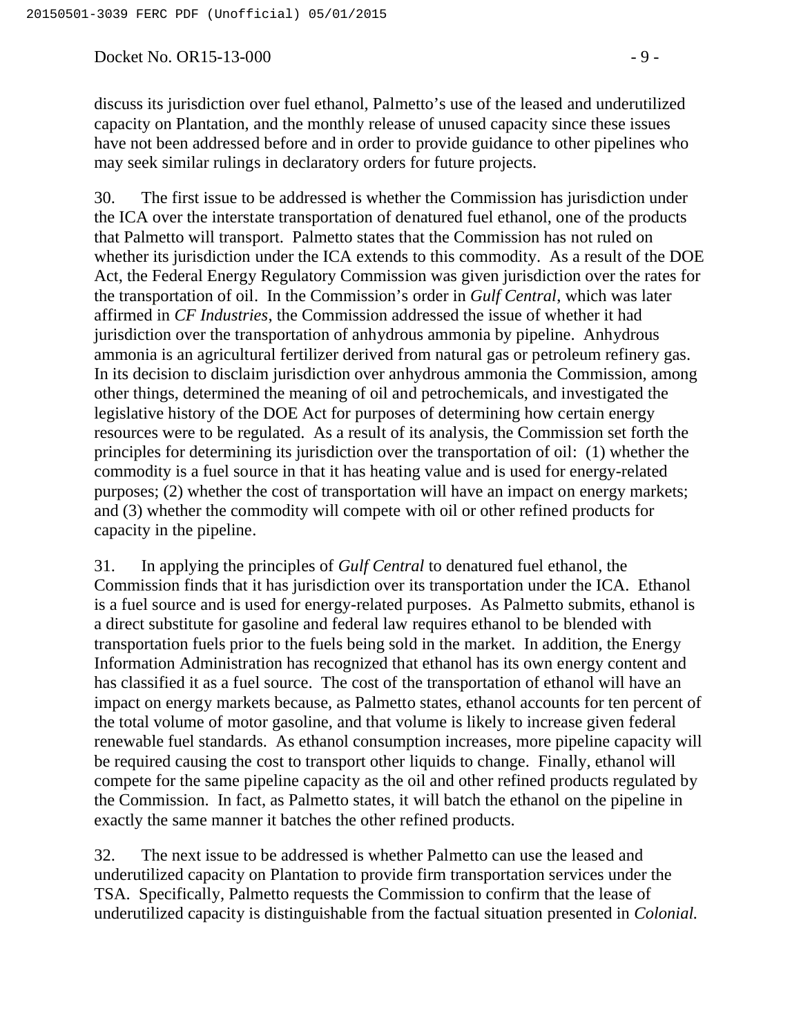discuss its jurisdiction over fuel ethanol, Palmetto's use of the leased and underutilized capacity on Plantation, and the monthly release of unused capacity since these issues have not been addressed before and in order to provide guidance to other pipelines who may seek similar rulings in declaratory orders for future projects.

30. The first issue to be addressed is whether the Commission has jurisdiction under the ICA over the interstate transportation of denatured fuel ethanol, one of the products that Palmetto will transport. Palmetto states that the Commission has not ruled on whether its jurisdiction under the ICA extends to this commodity. As a result of the DOE Act, the Federal Energy Regulatory Commission was given jurisdiction over the rates for the transportation of oil. In the Commission's order in *Gulf Central*, which was later affirmed in *CF Industries*, the Commission addressed the issue of whether it had jurisdiction over the transportation of anhydrous ammonia by pipeline. Anhydrous ammonia is an agricultural fertilizer derived from natural gas or petroleum refinery gas. In its decision to disclaim jurisdiction over anhydrous ammonia the Commission, among other things, determined the meaning of oil and petrochemicals, and investigated the legislative history of the DOE Act for purposes of determining how certain energy resources were to be regulated. As a result of its analysis, the Commission set forth the principles for determining its jurisdiction over the transportation of oil: (1) whether the commodity is a fuel source in that it has heating value and is used for energy-related purposes; (2) whether the cost of transportation will have an impact on energy markets; and (3) whether the commodity will compete with oil or other refined products for capacity in the pipeline.

31. In applying the principles of *Gulf Central* to denatured fuel ethanol, the Commission finds that it has jurisdiction over its transportation under the ICA. Ethanol is a fuel source and is used for energy-related purposes. As Palmetto submits, ethanol is a direct substitute for gasoline and federal law requires ethanol to be blended with transportation fuels prior to the fuels being sold in the market. In addition, the Energy Information Administration has recognized that ethanol has its own energy content and has classified it as a fuel source. The cost of the transportation of ethanol will have an impact on energy markets because, as Palmetto states, ethanol accounts for ten percent of the total volume of motor gasoline, and that volume is likely to increase given federal renewable fuel standards. As ethanol consumption increases, more pipeline capacity will be required causing the cost to transport other liquids to change. Finally, ethanol will compete for the same pipeline capacity as the oil and other refined products regulated by the Commission. In fact, as Palmetto states, it will batch the ethanol on the pipeline in exactly the same manner it batches the other refined products.

32. The next issue to be addressed is whether Palmetto can use the leased and underutilized capacity on Plantation to provide firm transportation services under the TSA. Specifically, Palmetto requests the Commission to confirm that the lease of underutilized capacity is distinguishable from the factual situation presented in *Colonial.*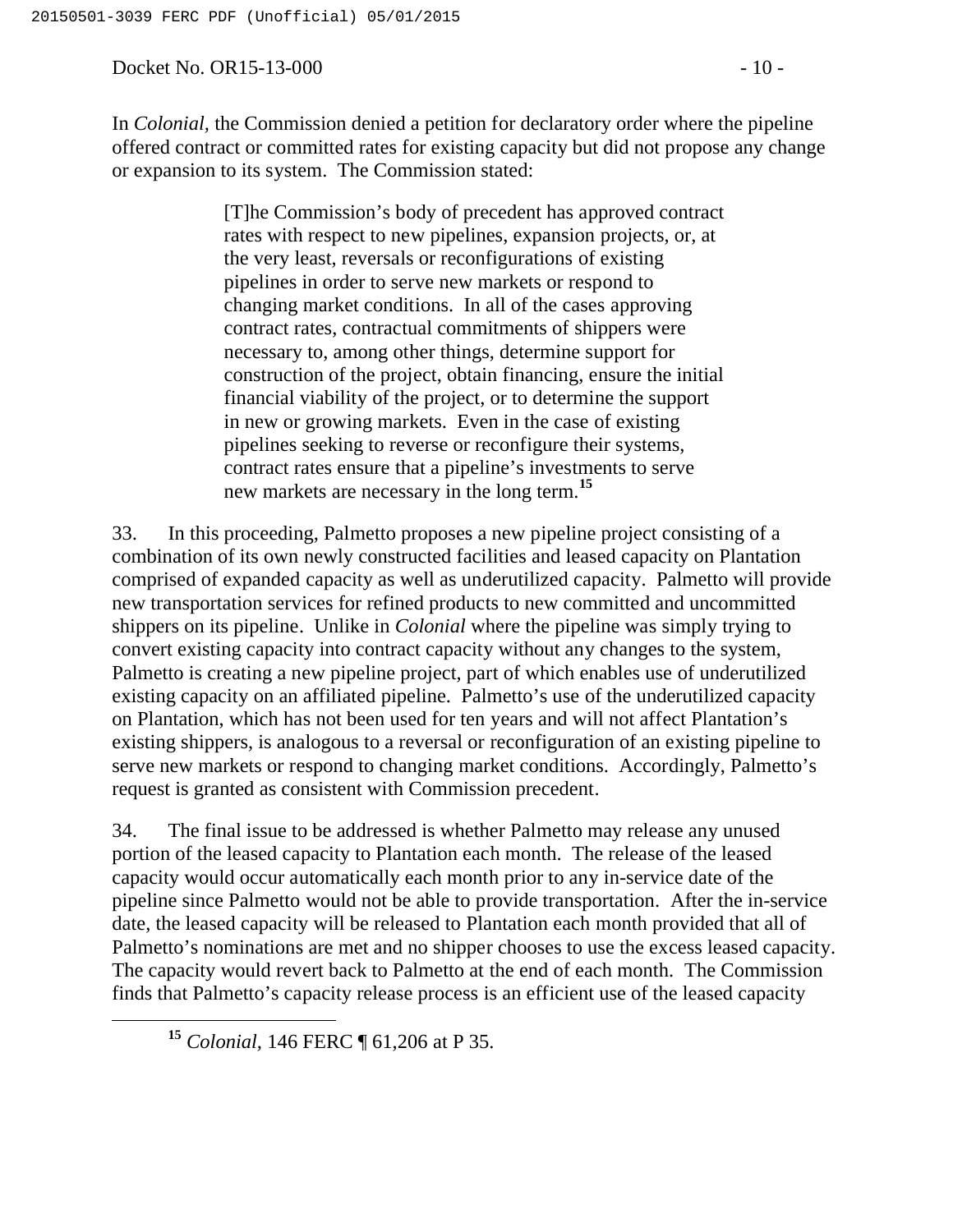In *Colonial*, the Commission denied a petition for declaratory order where the pipeline offered contract or committed rates for existing capacity but did not propose any change or expansion to its system. The Commission stated:

> [T]he Commission's body of precedent has approved contract rates with respect to new pipelines, expansion projects, or, at the very least, reversals or reconfigurations of existing pipelines in order to serve new markets or respond to changing market conditions. In all of the cases approving contract rates, contractual commitments of shippers were necessary to, among other things, determine support for construction of the project, obtain financing, ensure the initial financial viability of the project, or to determine the support in new or growing markets. Even in the case of existing pipelines seeking to reverse or reconfigure their systems, contract rates ensure that a pipeline's investments to serve new markets are necessary in the long term.[15]

33. In this proceeding, Palmetto proposes a new pipeline project consisting of a combination of its own newly constructed facilities and leased capacity on Plantation comprised of expanded capacity as well as underutilized capacity. Palmetto will provide new transportation services for refined products to new committed and uncommitted shippers on its pipeline. Unlike in *Colonial* where the pipeline was simply trying to convert existing capacity into contract capacity without any changes to the system, Palmetto is creating a new pipeline project, part of which enables use of underutilized existing capacity on an affiliated pipeline. Palmetto's use of the underutilized capacity on Plantation, which has not been used for ten years and will not affect Plantation's existing shippers, is analogous to a reversal or reconfiguration of an existing pipeline to serve new markets or respond to changing market conditions. Accordingly, Palmetto's request is granted as consistent with Commission precedent.

34. The final issue to be addressed is whether Palmetto may release any unused portion of the leased capacity to Plantation each month. The release of the leased capacity would occur automatically each month prior to any in-service date of the pipeline since Palmetto would not be able to provide transportation. After the in-service date, the leased capacity will be released to Plantation each month provided that all of Palmetto's nominations are met and no shipper chooses to use the excess leased capacity. The capacity would revert back to Palmetto at the end of each month. The Commission finds that Palmetto's capacity release process is an efficient use of the leased capacity

[15] *Colonial*, 146 FERC ¶ 61,206 at P 35.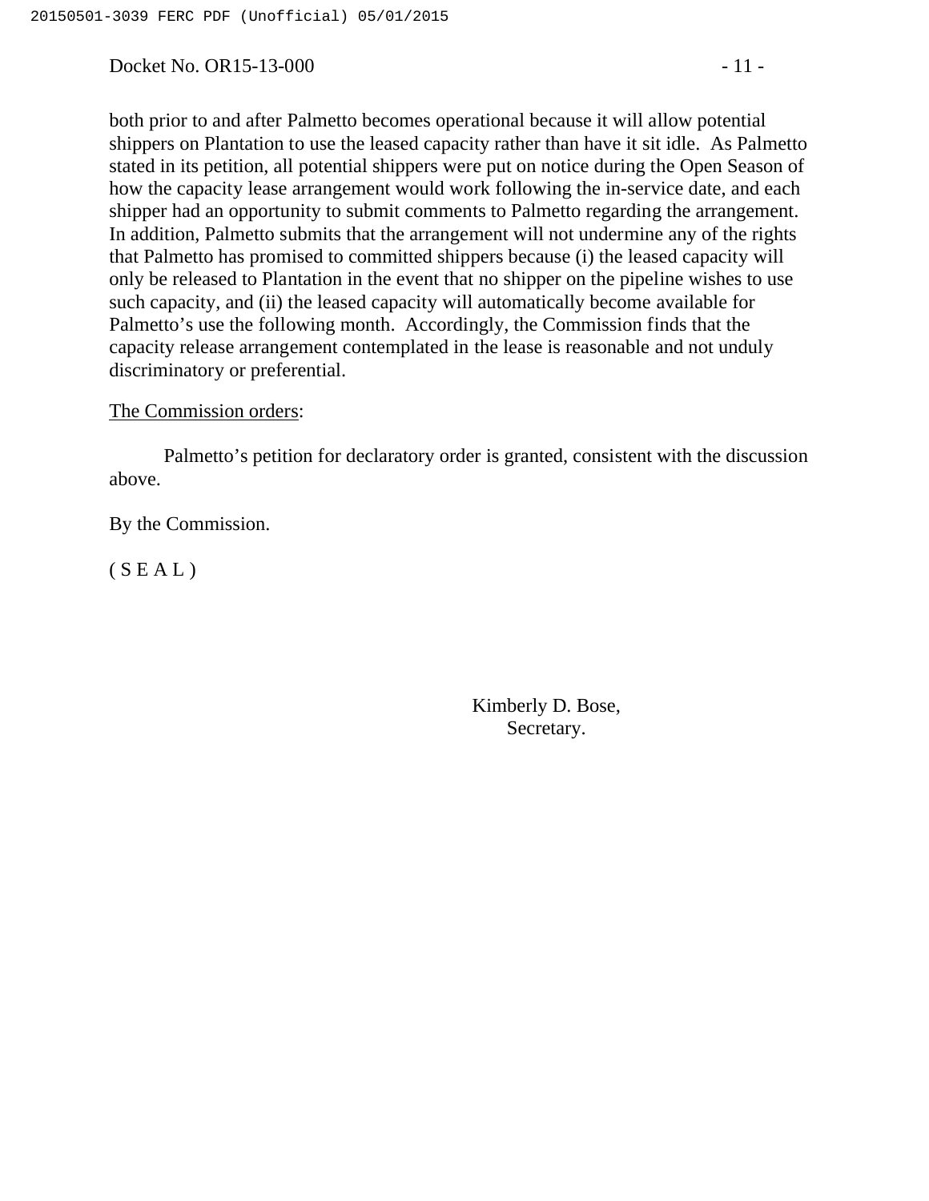both prior to and after Palmetto becomes operational because it will allow potential shippers on Plantation to use the leased capacity rather than have it sit idle. As Palmetto stated in its petition, all potential shippers were put on notice during the Open Season of how the capacity lease arrangement would work following the in-service date, and each shipper had an opportunity to submit comments to Palmetto regarding the arrangement. In addition, Palmetto submits that the arrangement will not undermine any of the rights that Palmetto has promised to committed shippers because (i) the leased capacity will only be released to Plantation in the event that no shipper on the pipeline wishes to use such capacity, and (ii) the leased capacity will automatically become available for Palmetto's use the following month. Accordingly, the Commission finds that the capacity release arrangement contemplated in the lease is reasonable and not unduly discriminatory or preferential.

The Commission orders:

Palmetto's petition for declaratory order is granted, consistent with the discussion above.

By the Commission.

( S E A L )

Kimberly D. Bose,
Secretary.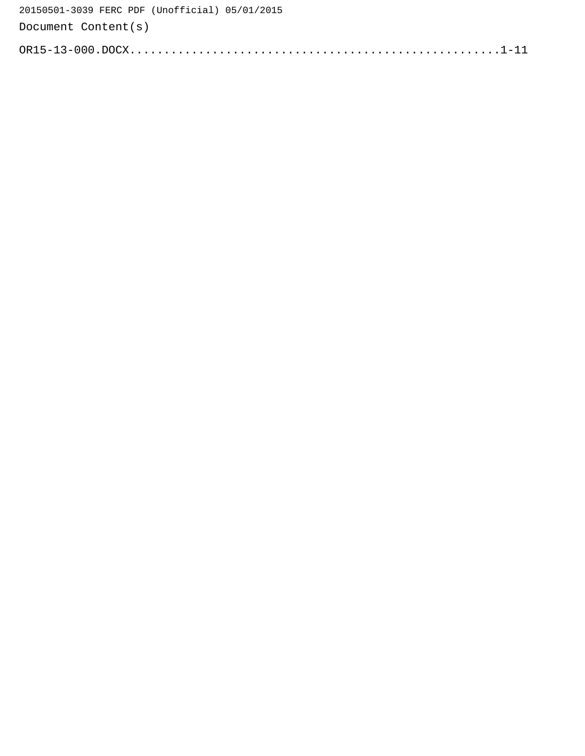20150501-3039 FERC PDF (Unofficial) 05/01/2015

Document Content(s)

OR15-13-000.DOCX.....................................................1-11